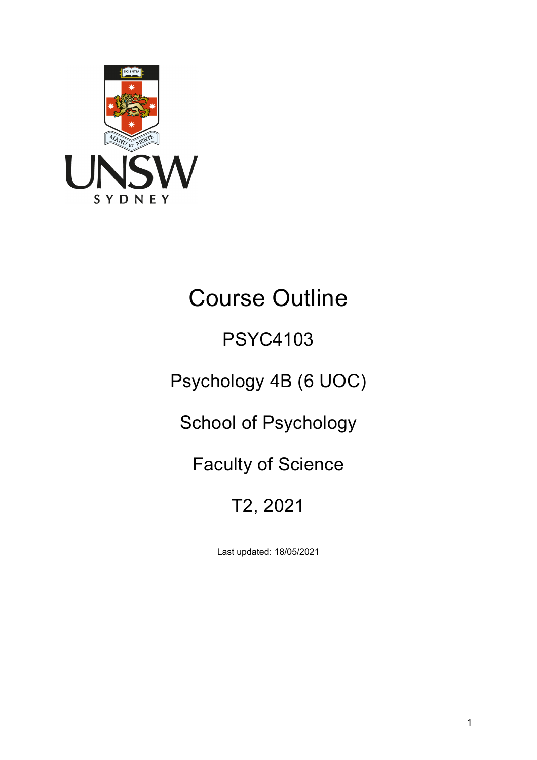# Course Outline

## PSYC4103

## Psychology 4B (6 UOC)

## School of Psychology

## Faculty of Science

## T2, 2021

Last updated: 18/05/2021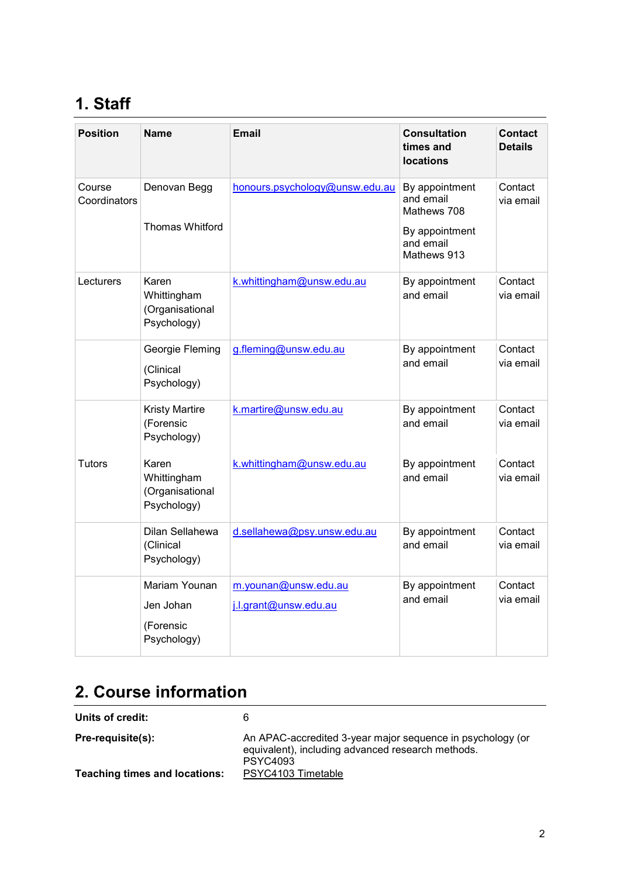## 1. Staff

| Position | Name | Email | Consultation times and locations | Contact Details |
|---|---|---|---|---|
| Course Coordinators | Denovan Begg<br><br>Thomas Whitford | honours.psychology@unsw.edu.au | By appointment and email Mathews 708<br><br>By appointment and email Mathews 913 | Contact via email |
| Lecturers | Karen Whittingham (Organisational Psychology) | k.whittingham@unsw.edu.au | By appointment and email | Contact via email |
| | Georgie Fleming<br><br>(Clinical Psychology) | g.fleming@unsw.edu.au | By appointment and email | Contact via email |
| | Kristy Martire (Forensic Psychology) | k.martire@unsw.edu.au | By appointment and email | Contact via email |
| Tutors | Karen Whittingham (Organisational Psychology) | k.whittingham@unsw.edu.au | By appointment and email | Contact via email |
| | Dilan Sellahewa (Clinical Psychology) | d.sellahewa@psy.unsw.edu.au | By appointment and email | Contact via email |
| | Mariam Younan<br><br>Jen Johan<br><br>(Forensic Psychology) | m.younan@unsw.edu.au<br><br>j.l.grant@unsw.edu.au | By appointment and email | Contact via email |

## 2. Course information

**Units of credit:** 6

**Pre-requisite(s):** An APAC-accredited 3-year major sequence in psychology (or equivalent), including advanced research methods. PSYC4093

**Teaching times and locations:** PSYC4103 Timetable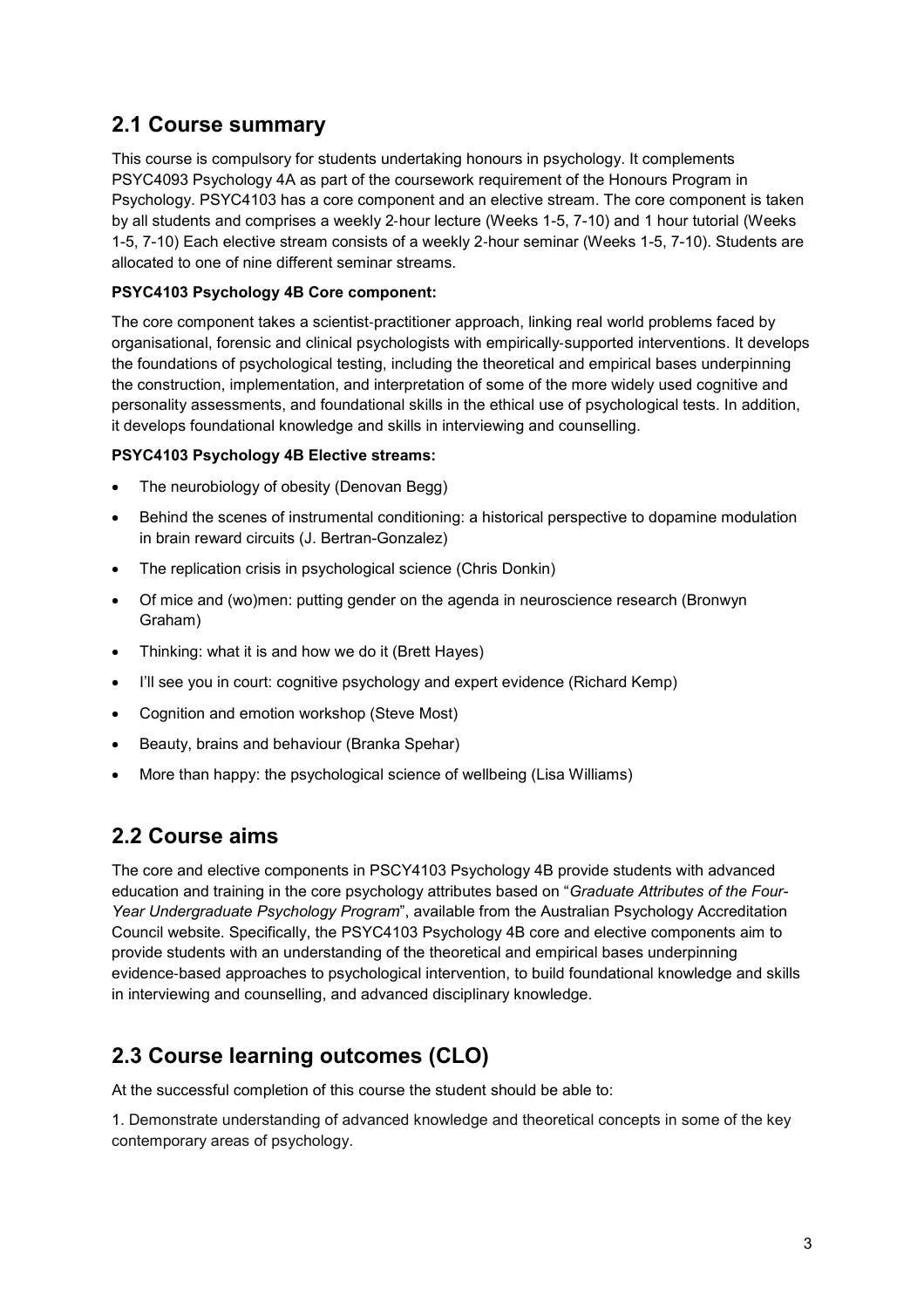## 2.1 Course summary

This course is compulsory for students undertaking honours in psychology. It complements PSYC4093 Psychology 4A as part of the coursework requirement of the Honours Program in Psychology. PSYC4103 has a core component and an elective stream. The core component is taken by all students and comprises a weekly 2-hour lecture (Weeks 1-5, 7-10) and 1 hour tutorial (Weeks 1-5, 7-10) Each elective stream consists of a weekly 2-hour seminar (Weeks 1-5, 7-10). Students are allocated to one of nine different seminar streams.

**PSYC4103 Psychology 4B Core component:**

The core component takes a scientist-practitioner approach, linking real world problems faced by organisational, forensic and clinical psychologists with empirically-supported interventions. It develops the foundations of psychological testing, including the theoretical and empirical bases underpinning the construction, implementation, and interpretation of some of the more widely used cognitive and personality assessments, and foundational skills in the ethical use of psychological tests. In addition, it develops foundational knowledge and skills in interviewing and counselling.

**PSYC4103 Psychology 4B Elective streams:**

- The neurobiology of obesity (Denovan Begg)
- Behind the scenes of instrumental conditioning: a historical perspective to dopamine modulation in brain reward circuits (J. Bertran-Gonzalez)
- The replication crisis in psychological science (Chris Donkin)
- Of mice and (wo)men: putting gender on the agenda in neuroscience research (Bronwyn Graham)
- Thinking: what it is and how we do it (Brett Hayes)
- I'll see you in court: cognitive psychology and expert evidence (Richard Kemp)
- Cognition and emotion workshop (Steve Most)
- Beauty, brains and behaviour (Branka Spehar)
- More than happy: the psychological science of wellbeing (Lisa Williams)

## 2.2 Course aims

The core and elective components in PSCY4103 Psychology 4B provide students with advanced education and training in the core psychology attributes based on "*Graduate Attributes of the Four-Year Undergraduate Psychology Program*", available from the Australian Psychology Accreditation Council website. Specifically, the PSYC4103 Psychology 4B core and elective components aim to provide students with an understanding of the theoretical and empirical bases underpinning evidence-based approaches to psychological intervention, to build foundational knowledge and skills in interviewing and counselling, and advanced disciplinary knowledge.

## 2.3 Course learning outcomes (CLO)

At the successful completion of this course the student should be able to:

1. Demonstrate understanding of advanced knowledge and theoretical concepts in some of the key contemporary areas of psychology.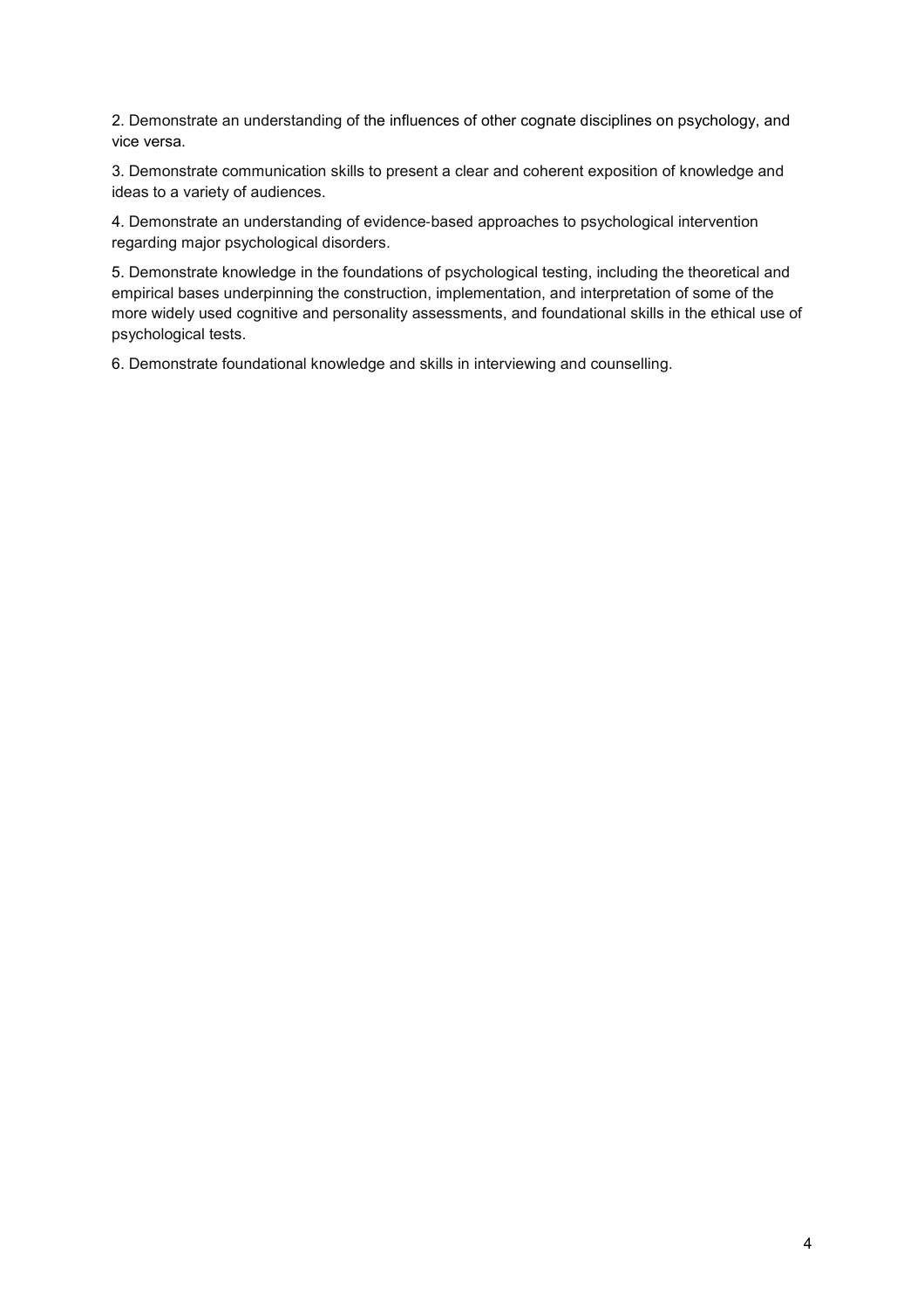2. Demonstrate an understanding of the influences of other cognate disciplines on psychology, and vice versa.

3. Demonstrate communication skills to present a clear and coherent exposition of knowledge and ideas to a variety of audiences.

4. Demonstrate an understanding of evidence-based approaches to psychological intervention regarding major psychological disorders.

5. Demonstrate knowledge in the foundations of psychological testing, including the theoretical and empirical bases underpinning the construction, implementation, and interpretation of some of the more widely used cognitive and personality assessments, and foundational skills in the ethical use of psychological tests.

6. Demonstrate foundational knowledge and skills in interviewing and counselling.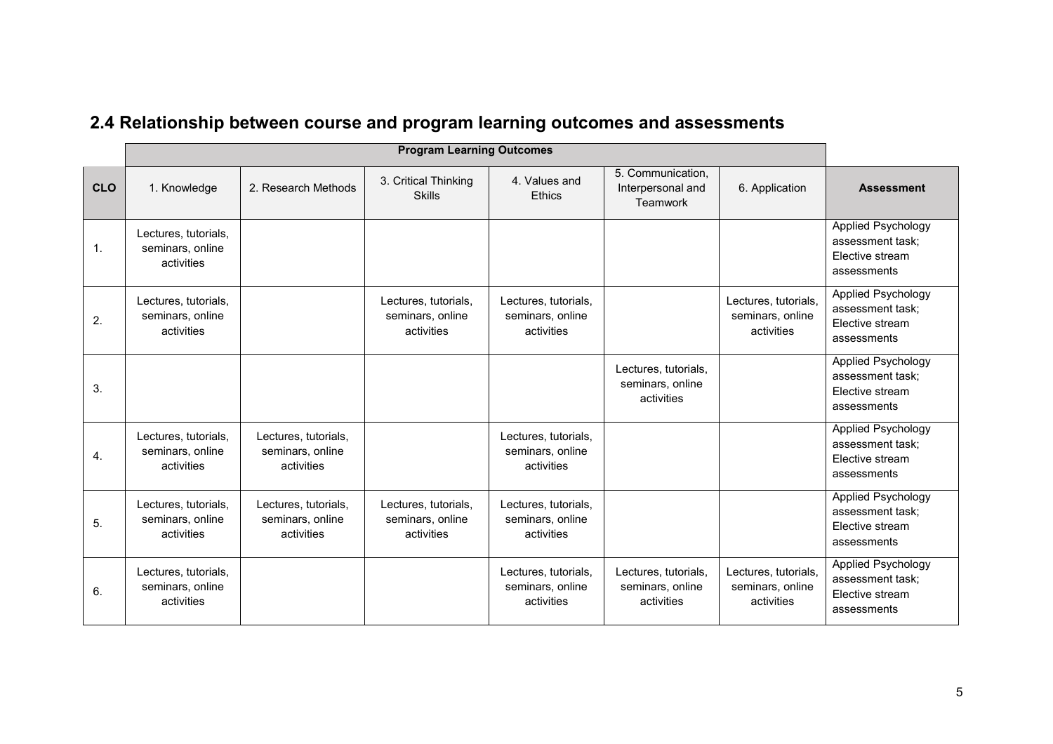## 2.4 Relationship between course and program learning outcomes and assessments

| | Program Learning Outcomes | | | | | | |
|---|---|---|---|---|---|---|---|
| **CLO** | 1. Knowledge | 2. Research Methods | 3. Critical Thinking Skills | 4. Values and Ethics | 5. Communication, Interpersonal and Teamwork | 6. Application | **Assessment** |
| 1. | Lectures, tutorials, seminars, online activities | | | | | | Applied Psychology assessment task; Elective stream assessments |
| 2. | Lectures, tutorials, seminars, online activities | | Lectures, tutorials, seminars, online activities | Lectures, tutorials, seminars, online activities | | Lectures, tutorials, seminars, online activities | Applied Psychology assessment task; Elective stream assessments |
| 3. | | | | | Lectures, tutorials, seminars, online activities | | Applied Psychology assessment task; Elective stream assessments |
| 4. | Lectures, tutorials, seminars, online activities | Lectures, tutorials, seminars, online activities | | Lectures, tutorials, seminars, online activities | | | Applied Psychology assessment task; Elective stream assessments |
| 5. | Lectures, tutorials, seminars, online activities | Lectures, tutorials, seminars, online activities | Lectures, tutorials, seminars, online activities | Lectures, tutorials, seminars, online activities | | | Applied Psychology assessment task; Elective stream assessments |
| 6. | Lectures, tutorials, seminars, online activities | | | Lectures, tutorials, seminars, online activities | Lectures, tutorials, seminars, online activities | Lectures, tutorials, seminars, online activities | Applied Psychology assessment task; Elective stream assessments |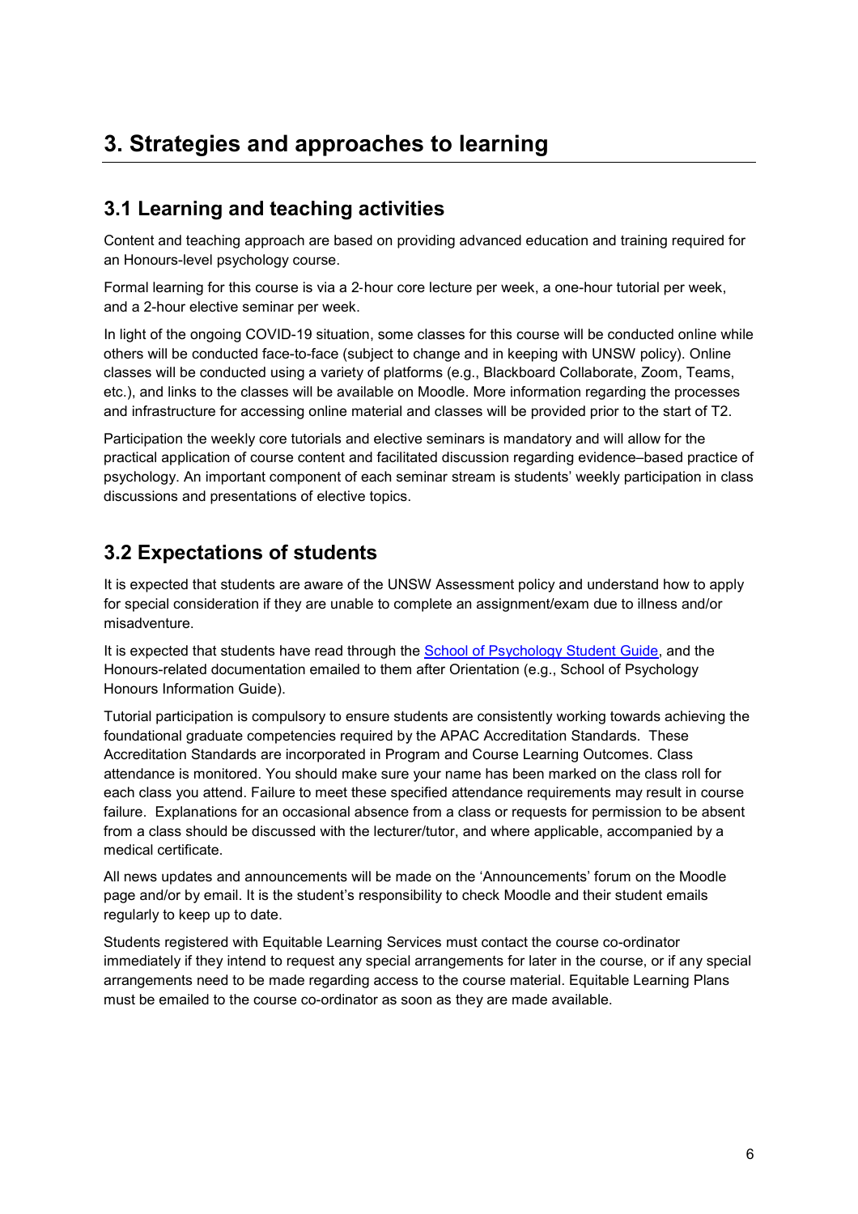# 3. Strategies and approaches to learning

## 3.1 Learning and teaching activities

Content and teaching approach are based on providing advanced education and training required for an Honours-level psychology course.

Formal learning for this course is via a 2-hour core lecture per week, a one-hour tutorial per week, and a 2-hour elective seminar per week.

In light of the ongoing COVID-19 situation, some classes for this course will be conducted online while others will be conducted face-to-face (subject to change and in keeping with UNSW policy). Online classes will be conducted using a variety of platforms (e.g., Blackboard Collaborate, Zoom, Teams, etc.), and links to the classes will be available on Moodle. More information regarding the processes and infrastructure for accessing online material and classes will be provided prior to the start of T2.

Participation the weekly core tutorials and elective seminars is mandatory and will allow for the practical application of course content and facilitated discussion regarding evidence–based practice of psychology. An important component of each seminar stream is students' weekly participation in class discussions and presentations of elective topics.

## 3.2 Expectations of students

It is expected that students are aware of the UNSW Assessment policy and understand how to apply for special consideration if they are unable to complete an assignment/exam due to illness and/or misadventure.

It is expected that students have read through the School of Psychology Student Guide, and the Honours-related documentation emailed to them after Orientation (e.g., School of Psychology Honours Information Guide).

Tutorial participation is compulsory to ensure students are consistently working towards achieving the foundational graduate competencies required by the APAC Accreditation Standards. These Accreditation Standards are incorporated in Program and Course Learning Outcomes. Class attendance is monitored. You should make sure your name has been marked on the class roll for each class you attend. Failure to meet these specified attendance requirements may result in course failure. Explanations for an occasional absence from a class or requests for permission to be absent from a class should be discussed with the lecturer/tutor, and where applicable, accompanied by a medical certificate.

All news updates and announcements will be made on the 'Announcements' forum on the Moodle page and/or by email. It is the student's responsibility to check Moodle and their student emails regularly to keep up to date.

Students registered with Equitable Learning Services must contact the course co-ordinator immediately if they intend to request any special arrangements for later in the course, or if any special arrangements need to be made regarding access to the course material. Equitable Learning Plans must be emailed to the course co-ordinator as soon as they are made available.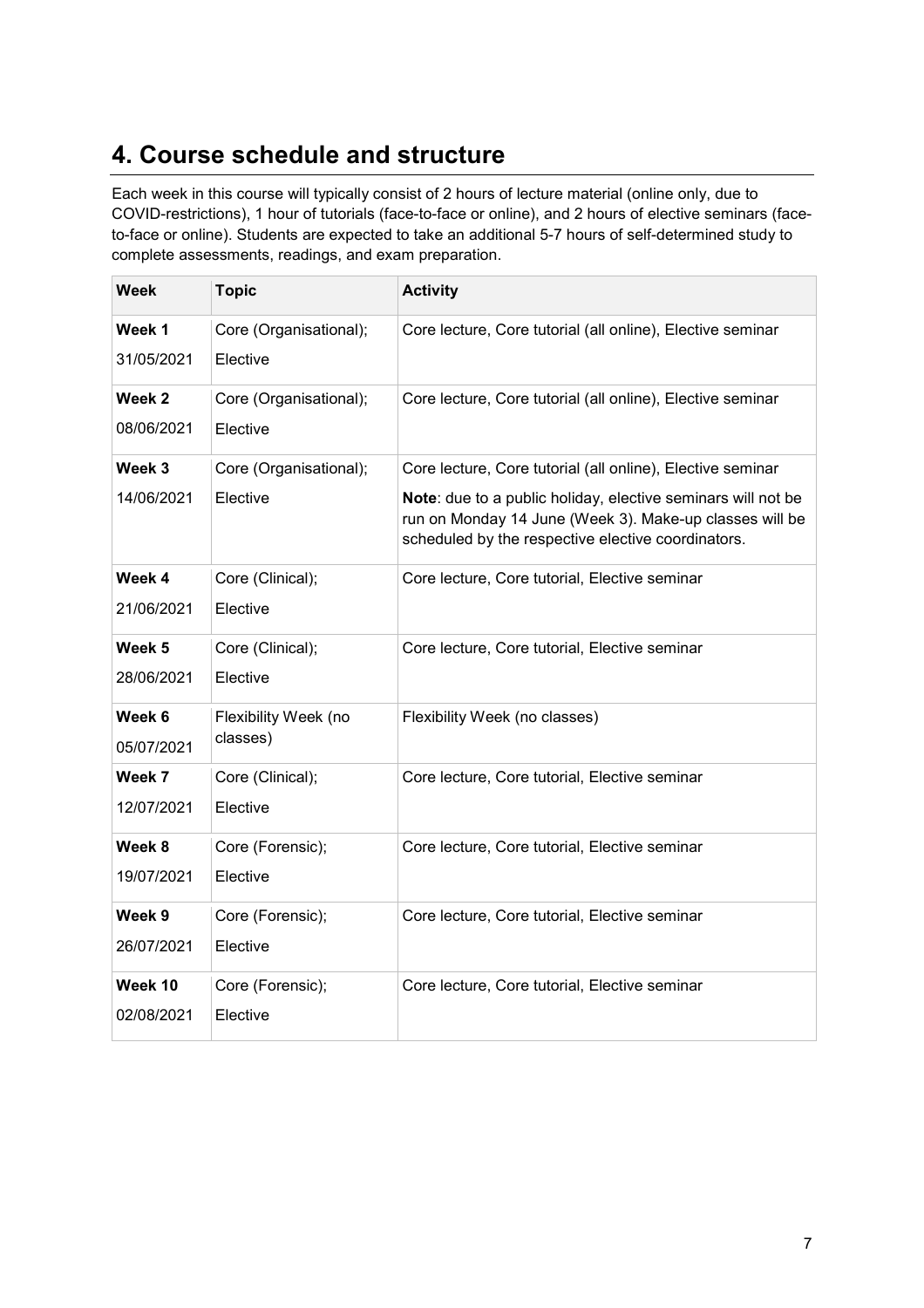## 4. Course schedule and structure

Each week in this course will typically consist of 2 hours of lecture material (online only, due to COVID-restrictions), 1 hour of tutorials (face-to-face or online), and 2 hours of elective seminars (face-to-face or online). Students are expected to take an additional 5-7 hours of self-determined study to complete assessments, readings, and exam preparation.

| Week | Topic | Activity |
|---|---|---|
| **Week 1** 31/05/2021 | Core (Organisational); Elective | Core lecture, Core tutorial (all online), Elective seminar |
| **Week 2** 08/06/2021 | Core (Organisational); Elective | Core lecture, Core tutorial (all online), Elective seminar |
| **Week 3** 14/06/2021 | Core (Organisational); Elective | Core lecture, Core tutorial (all online), Elective seminar<br>**Note**: due to a public holiday, elective seminars will not be run on Monday 14 June (Week 3). Make-up classes will be scheduled by the respective elective coordinators. |
| **Week 4** 21/06/2021 | Core (Clinical); Elective | Core lecture, Core tutorial, Elective seminar |
| **Week 5** 28/06/2021 | Core (Clinical); Elective | Core lecture, Core tutorial, Elective seminar |
| **Week 6** 05/07/2021 | Flexibility Week (no classes) | Flexibility Week (no classes) |
| **Week 7** 12/07/2021 | Core (Clinical); Elective | Core lecture, Core tutorial, Elective seminar |
| **Week 8** 19/07/2021 | Core (Forensic); Elective | Core lecture, Core tutorial, Elective seminar |
| **Week 9** 26/07/2021 | Core (Forensic); Elective | Core lecture, Core tutorial, Elective seminar |
| **Week 10** 02/08/2021 | Core (Forensic); Elective | Core lecture, Core tutorial, Elective seminar |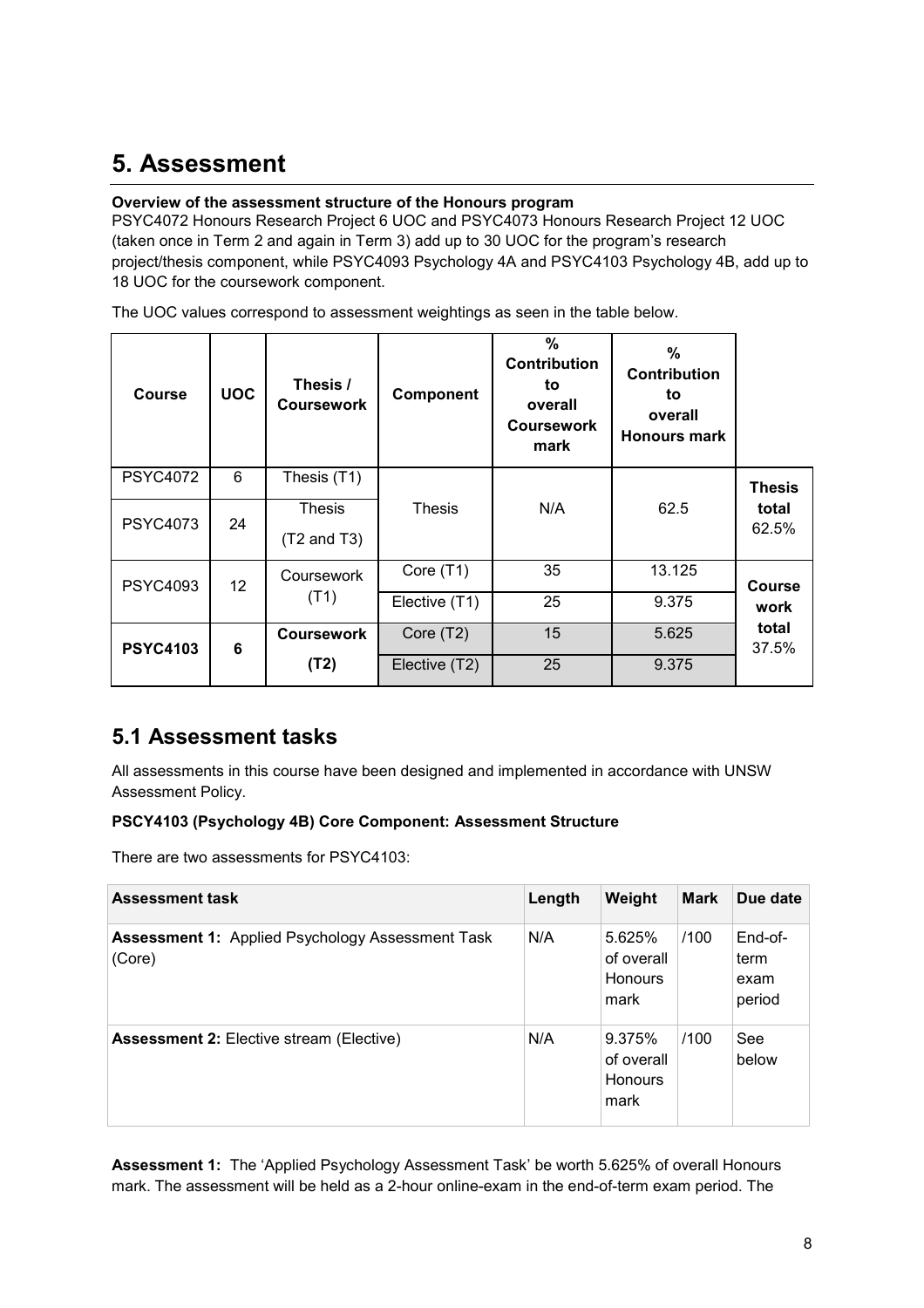# 5. Assessment

**Overview of the assessment structure of the Honours program**
PSYC4072 Honours Research Project 6 UOC and PSYC4073 Honours Research Project 12 UOC (taken once in Term 2 and again in Term 3) add up to 30 UOC for the program's research project/thesis component, while PSYC4093 Psychology 4A and PSYC4103 Psychology 4B, add up to 18 UOC for the coursework component.

The UOC values correspond to assessment weightings as seen in the table below.

| Course | UOC | Thesis / Coursework | Component | % Contribution to overall Coursework mark | % Contribution to overall Honours mark | |
|---|---|---|---|---|---|---|
| PSYC4072 | 6 | Thesis (T1) | Thesis | N/A | 62.5 | **Thesis total** 62.5% |
| PSYC4073 | 24 | Thesis (T2 and T3) | | | | |
| PSYC4093 | 12 | Coursework (T1) | Core (T1) | 35 | 13.125 | **Course work total** 37.5% |
| | | | Elective (T1) | 25 | 9.375 | |
| **PSYC4103** | **6** | **Coursework (T2)** | Core (T2) | 15 | 5.625 | |
| | | | Elective (T2) | 25 | 9.375 | |

## 5.1 Assessment tasks

All assessments in this course have been designed and implemented in accordance with UNSW Assessment Policy.

**PSCY4103 (Psychology 4B) Core Component: Assessment Structure**

There are two assessments for PSYC4103:

| Assessment task | Length | Weight | Mark | Due date |
|---|---|---|---|---|
| **Assessment 1:** Applied Psychology Assessment Task (Core) | N/A | 5.625% of overall Honours mark | /100 | End-of-term exam period |
| **Assessment 2:** Elective stream (Elective) | N/A | 9.375% of overall Honours mark | /100 | See below |

**Assessment 1:** The 'Applied Psychology Assessment Task' be worth 5.625% of overall Honours mark. The assessment will be held as a 2-hour online-exam in the end-of-term exam period. The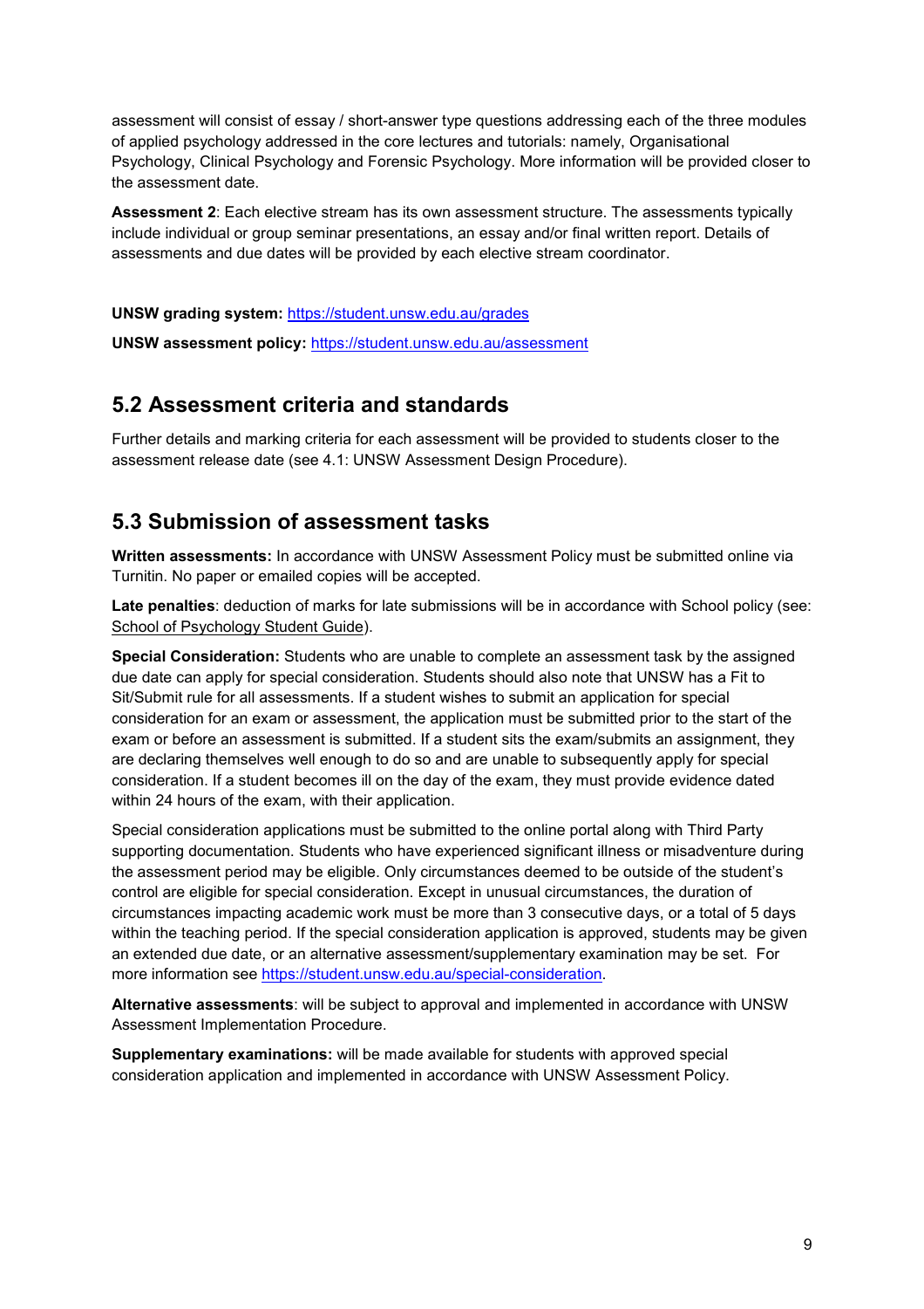assessment will consist of essay / short-answer type questions addressing each of the three modules of applied psychology addressed in the core lectures and tutorials: namely, Organisational Psychology, Clinical Psychology and Forensic Psychology. More information will be provided closer to the assessment date.

**Assessment 2**: Each elective stream has its own assessment structure. The assessments typically include individual or group seminar presentations, an essay and/or final written report. Details of assessments and due dates will be provided by each elective stream coordinator.

**UNSW grading system:** https://student.unsw.edu.au/grades

**UNSW assessment policy:** https://student.unsw.edu.au/assessment

## 5.2 Assessment criteria and standards

Further details and marking criteria for each assessment will be provided to students closer to the assessment release date (see 4.1: UNSW Assessment Design Procedure).

## 5.3 Submission of assessment tasks

**Written assessments:** In accordance with UNSW Assessment Policy must be submitted online via Turnitin. No paper or emailed copies will be accepted.

**Late penalties**: deduction of marks for late submissions will be in accordance with School policy (see: School of Psychology Student Guide).

**Special Consideration:** Students who are unable to complete an assessment task by the assigned due date can apply for special consideration. Students should also note that UNSW has a Fit to Sit/Submit rule for all assessments. If a student wishes to submit an application for special consideration for an exam or assessment, the application must be submitted prior to the start of the exam or before an assessment is submitted. If a student sits the exam/submits an assignment, they are declaring themselves well enough to do so and are unable to subsequently apply for special consideration. If a student becomes ill on the day of the exam, they must provide evidence dated within 24 hours of the exam, with their application.

Special consideration applications must be submitted to the online portal along with Third Party supporting documentation. Students who have experienced significant illness or misadventure during the assessment period may be eligible. Only circumstances deemed to be outside of the student's control are eligible for special consideration. Except in unusual circumstances, the duration of circumstances impacting academic work must be more than 3 consecutive days, or a total of 5 days within the teaching period. If the special consideration application is approved, students may be given an extended due date, or an alternative assessment/supplementary examination may be set. For more information see https://student.unsw.edu.au/special-consideration.

**Alternative assessments**: will be subject to approval and implemented in accordance with UNSW Assessment Implementation Procedure.

**Supplementary examinations:** will be made available for students with approved special consideration application and implemented in accordance with UNSW Assessment Policy.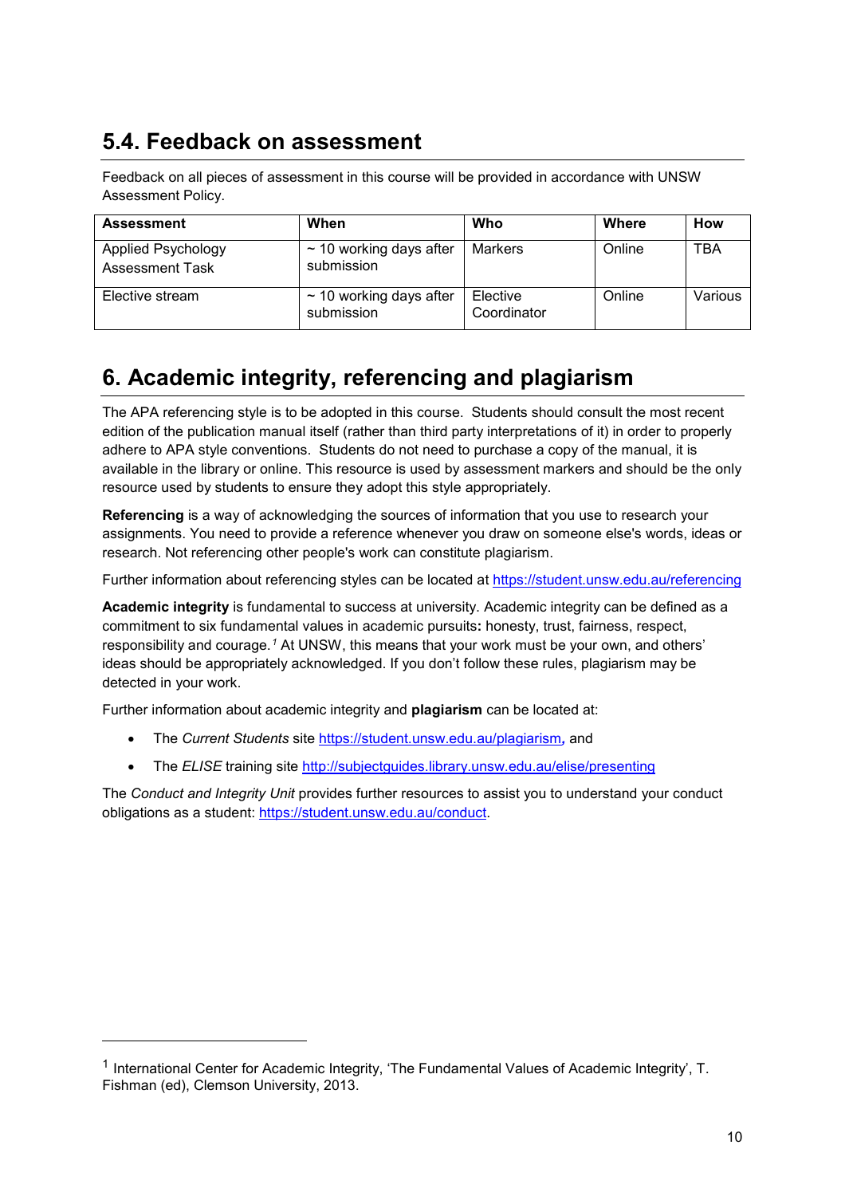## 5.4. Feedback on assessment

Feedback on all pieces of assessment in this course will be provided in accordance with UNSW Assessment Policy.

| Assessment | When | Who | Where | How |
|---|---|---|---|---|
| Applied Psychology Assessment Task | ~ 10 working days after submission | Markers | Online | TBA |
| Elective stream | ~ 10 working days after submission | Elective Coordinator | Online | Various |

# 6. Academic integrity, referencing and plagiarism

The APA referencing style is to be adopted in this course. Students should consult the most recent edition of the publication manual itself (rather than third party interpretations of it) in order to properly adhere to APA style conventions. Students do not need to purchase a copy of the manual, it is available in the library or online. This resource is used by assessment markers and should be the only resource used by students to ensure they adopt this style appropriately.

**Referencing** is a way of acknowledging the sources of information that you use to research your assignments. You need to provide a reference whenever you draw on someone else's words, ideas or research. Not referencing other people's work can constitute plagiarism.

Further information about referencing styles can be located at https://student.unsw.edu.au/referencing

**Academic integrity** is fundamental to success at university. Academic integrity can be defined as a commitment to six fundamental values in academic pursuits**:** honesty, trust, fairness, respect, responsibility and courage.[1] At UNSW, this means that your work must be your own, and others' ideas should be appropriately acknowledged. If you don't follow these rules, plagiarism may be detected in your work.

Further information about academic integrity and **plagiarism** can be located at:

- The *Current Students* site https://student.unsw.edu.au/plagiarism*,* and
- The *ELISE* training site http://subjectguides.library.unsw.edu.au/elise/presenting

The *Conduct and Integrity Unit* provides further resources to assist you to understand your conduct obligations as a student: https://student.unsw.edu.au/conduct.

---

[1] International Center for Academic Integrity, 'The Fundamental Values of Academic Integrity', T. Fishman (ed), Clemson University, 2013.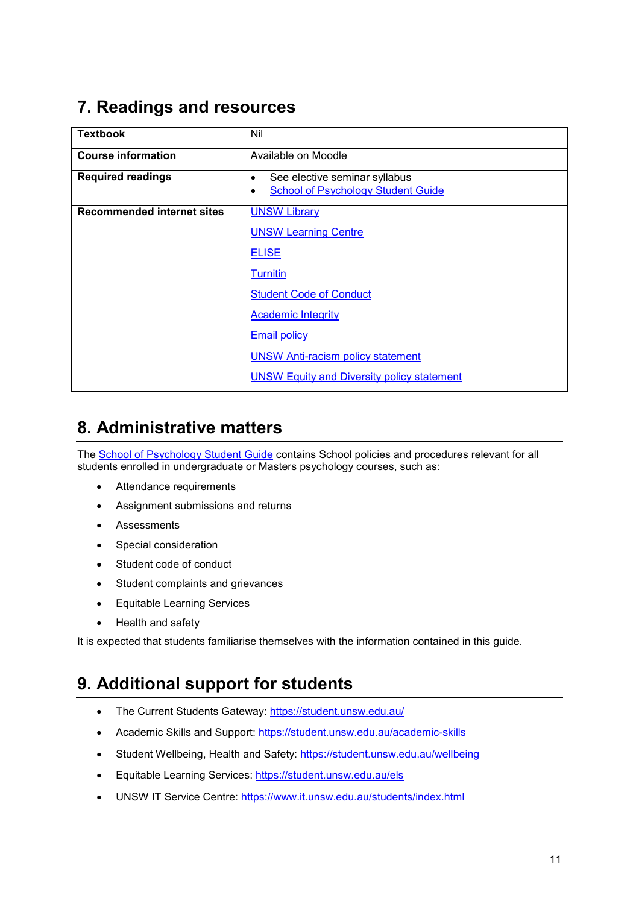## 7. Readings and resources

| | |
|---|---|
| **Textbook** | Nil |
| **Course information** | Available on Moodle |
| **Required readings** | • See elective seminar syllabus<br>• School of Psychology Student Guide |
| **Recommended internet sites** | UNSW Library<br>UNSW Learning Centre<br>ELISE<br>Turnitin<br>Student Code of Conduct<br>Academic Integrity<br>Email policy<br>UNSW Anti-racism policy statement<br>UNSW Equity and Diversity policy statement |

## 8. Administrative matters

The School of Psychology Student Guide contains School policies and procedures relevant for all students enrolled in undergraduate or Masters psychology courses, such as:

- Attendance requirements
- Assignment submissions and returns
- Assessments
- Special consideration
- Student code of conduct
- Student complaints and grievances
- Equitable Learning Services
- Health and safety

It is expected that students familiarise themselves with the information contained in this guide.

## 9. Additional support for students

- The Current Students Gateway: https://student.unsw.edu.au/
- Academic Skills and Support: https://student.unsw.edu.au/academic-skills
- Student Wellbeing, Health and Safety: https://student.unsw.edu.au/wellbeing
- Equitable Learning Services: https://student.unsw.edu.au/els
- UNSW IT Service Centre: https://www.it.unsw.edu.au/students/index.html